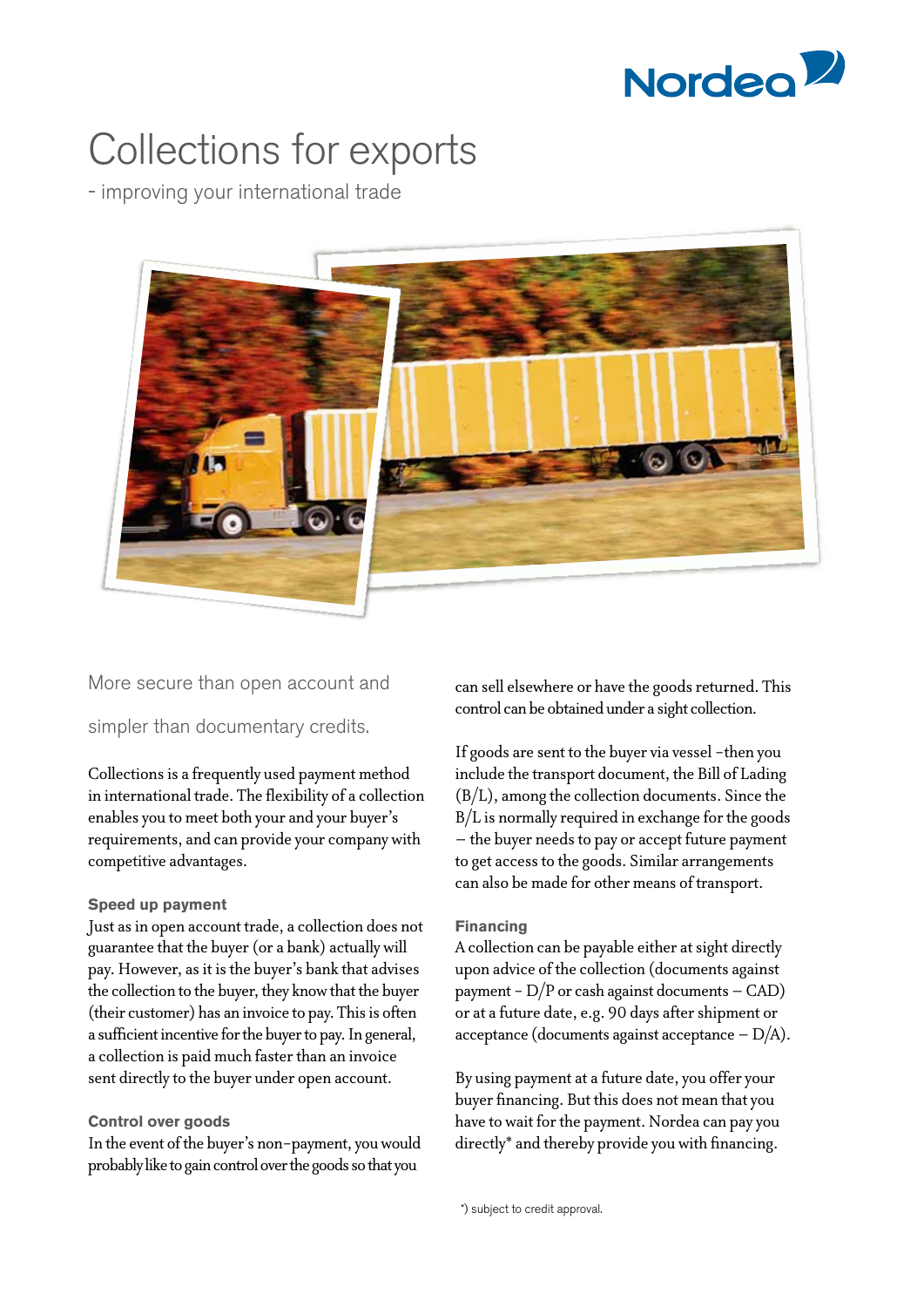# Collections for exports

- improving your international trade

More secure than open account and simpler than documentary credits.

Collections is a frequently used payment method in international trade. The flexibility of a collection enables you to meet both your and your buyer's requirements, and can provide your company with competitive advantages.

### Speed up payment

Just as in open account trade, a collection does not guarantee that the buyer (or a bank) actually will pay. However, as it is the buyer's bank that advises the collection to the buyer, they know that the buyer (their customer) has an invoice to pay. This is often a sufficient incentive for the buyer to pay. In general, a collection is paid much faster than an invoice sent directly to the buyer under open account.

### Control over goods

In the event of the buyer's non-payment, you would probably like to gain control over the goods so that you can sell elsewhere or have the goods returned. This control can be obtained under a sight collection.

If goods are sent to the buyer via vessel -then you include the transport document, the Bill of Lading (B/L), among the collection documents. Since the B/L is normally required in exchange for the goods – the buyer needs to pay or accept future payment to get access to the goods. Similar arrangements can also be made for other means of transport.

### Financing

A collection can be payable either at sight directly upon advice of the collection (documents against payment - D/P or cash against documents – CAD) or at a future date, e.g. 90 days after shipment or acceptance (documents against acceptance – D/A).

By using payment at a future date, you offer your buyer financing. But this does not mean that you have to wait for the payment. Nordea can pay you directly* and thereby provide you with financing.

*) subject to credit approval.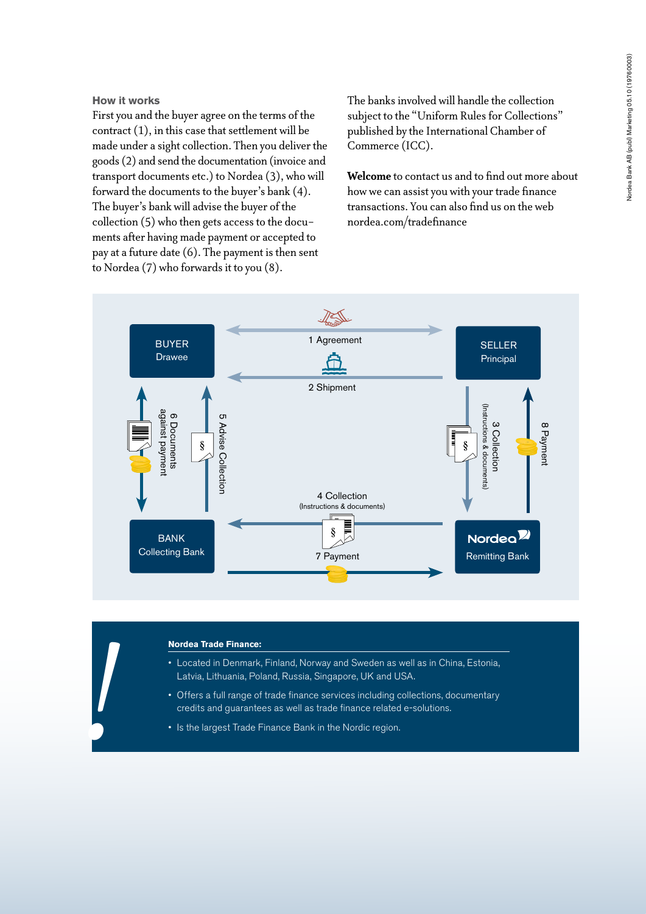### How it works

First you and the buyer agree on the terms of the contract (1), in this case that settlement will be made under a sight collection. Then you deliver the goods (2) and send the documentation (invoice and transport documents etc.) to Nordea (3), who will forward the documents to the buyer's bank (4). The buyer's bank will advise the buyer of the collection (5) who then gets access to the documents after having made payment or accepted to pay at a future date (6). The payment is then sent to Nordea (7) who forwards it to you (8).

The banks involved will handle the collection subject to the "Uniform Rules for Collections" published by the International Chamber of Commerce (ICC).

**Welcome** to contact us and to find out more about how we can assist you with your trade finance transactions. You can also find us on the web nordea.com/tradefinance

BUYER
Drawee

SELLER
Principal

1 Agreement

2 Shipment

6 Documents against payment

5 Advise Collection

3 Collection (Instructions & documents)

8 Payment

4 Collection (Instructions & documents)

7 Payment

BANK
Collecting Bank

Nordea
Remitting Bank

**Nordea Trade Finance:**

- Located in Denmark, Finland, Norway and Sweden as well as in China, Estonia, Latvia, Lithuania, Poland, Russia, Singapore, UK and USA.
- Offers a full range of trade finance services including collections, documentary credits and guarantees as well as trade finance related e-solutions.
- Is the largest Trade Finance Bank in the Nordic region.

Nordea Bank AB (publ) Marketing 05.10 (19760003)